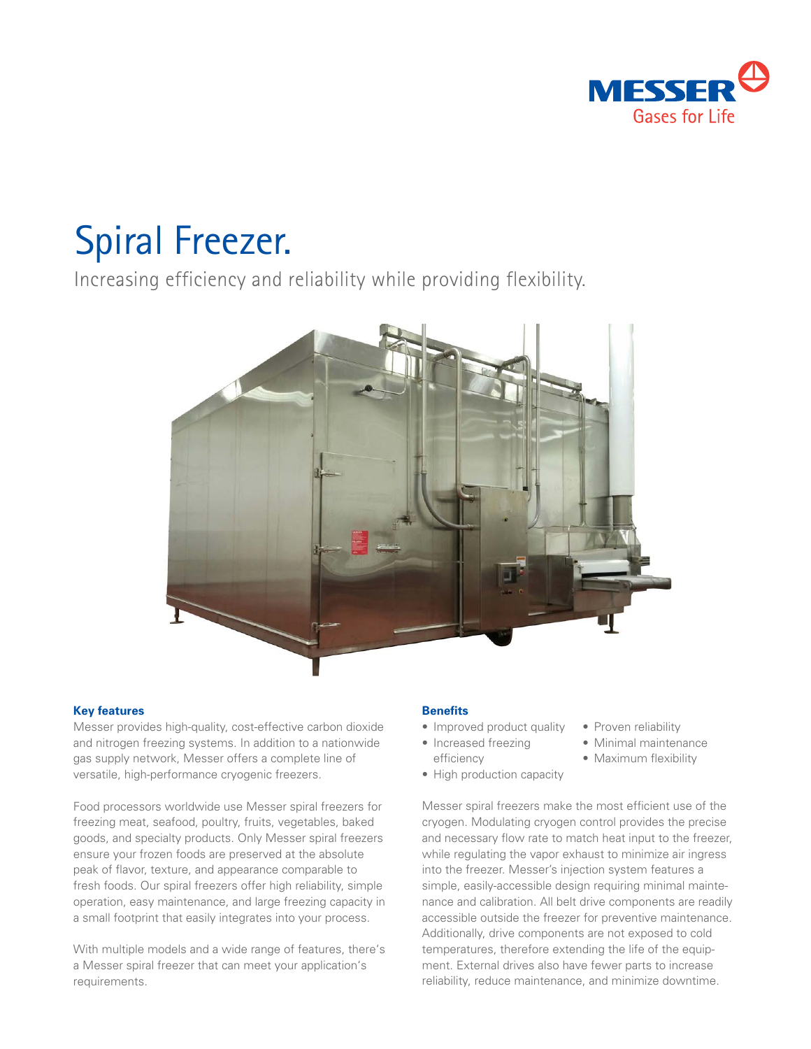# Spiral Freezer.

Increasing efficiency and reliability while providing flexibility.

**Key features**

Messer provides high-quality, cost-effective carbon dioxide and nitrogen freezing systems. In addition to a nationwide gas supply network, Messer offers a complete line of versatile, high-performance cryogenic freezers.

Food processors worldwide use Messer spiral freezers for freezing meat, seafood, poultry, fruits, vegetables, baked goods, and specialty products. Only Messer spiral freezers ensure your frozen foods are preserved at the absolute peak of flavor, texture, and appearance comparable to fresh foods. Our spiral freezers offer high reliability, simple operation, easy maintenance, and large freezing capacity in a small footprint that easily integrates into your process.

With multiple models and a wide range of features, there's a Messer spiral freezer that can meet your application's requirements.

**Benefits**

- Improved product quality
- Increased freezing efficiency
- High production capacity
- Proven reliability
- Minimal maintenance
- Maximum flexibility

Messer spiral freezers make the most efficient use of the cryogen. Modulating cryogen control provides the precise and necessary flow rate to match heat input to the freezer, while regulating the vapor exhaust to minimize air ingress into the freezer. Messer's injection system features a simple, easily-accessible design requiring minimal maintenance and calibration. All belt drive components are readily accessible outside the freezer for preventive maintenance. Additionally, drive components are not exposed to cold temperatures, therefore extending the life of the equipment. External drives also have fewer parts to increase reliability, reduce maintenance, and minimize downtime.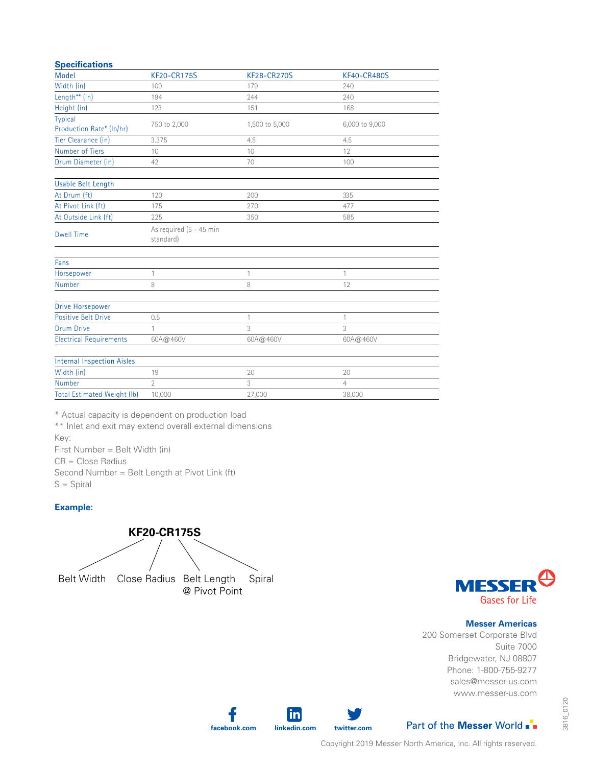## Specifications

| Model | KF20-CR175S | KF28-CR270S | KF40-CR480S |
|---|---|---|---|
| Width (in) | 109 | 179 | 240 |
| Length** (in) | 194 | 244 | 240 |
| Height (in) | 123 | 151 | 168 |
| Typical Production Rate* (lb/hr) | 750 to 2,000 | 1,500 to 5,000 | 6,000 to 9,000 |
| Tier Clearance (in) | 3.375 | 4.5 | 4.5 |
| Number of Tiers | 10 | 10 | 12 |
| Drum Diameter (in) | 42 | 70 | 100 |
| **Usable Belt Length** | | | |
| At Drum (ft) | 120 | 200 | 335 |
| At Pivot Link (ft) | 175 | 270 | 477 |
| At Outside Link (ft) | 225 | 350 | 585 |
| Dwell Time | As required (5 - 45 min standard) | | |
| **Fans** | | | |
| Horsepower | 1 | 1 | 1 |
| Number | 8 | 8 | 12 |
| **Drive Horsepower** | | | |
| Positive Belt Drive | 0.5 | 1 | 1 |
| Drum Drive | 1 | 3 | 3 |
| Electrical Requirements | 60A@460V | 60A@460V | 60A@460V |
| **Internal Inspection Aisles** | | | |
| Width (in) | 19 | 20 | 20 |
| Number | 2 | 3 | 4 |
| Total Estimated Weight (lb) | 10,000 | 27,000 | 38,000 |

* Actual capacity is dependent on production load

** Inlet and exit may extend overall external dimensions

Key:

First Number = Belt Width (in)

CR = Close Radius

Second Number = Belt Length at Pivot Link (ft)

S = Spiral

**Example:**

**KF20-CR175S**

Belt Width | Close Radius | Belt Length @ Pivot Point | Spiral

MESSER
Gases for Life

**Messer Americas**
200 Somerset Corporate Blvd
Suite 7000
Bridgewater, NJ 08807
Phone: 1-800-755-9277
sales@messer-us.com
www.messer-us.com

facebook.com linkedin.com twitter.com

Part of the **Messer World**

3816_0120

Copyright 2019 Messer North America, Inc. All rights reserved.